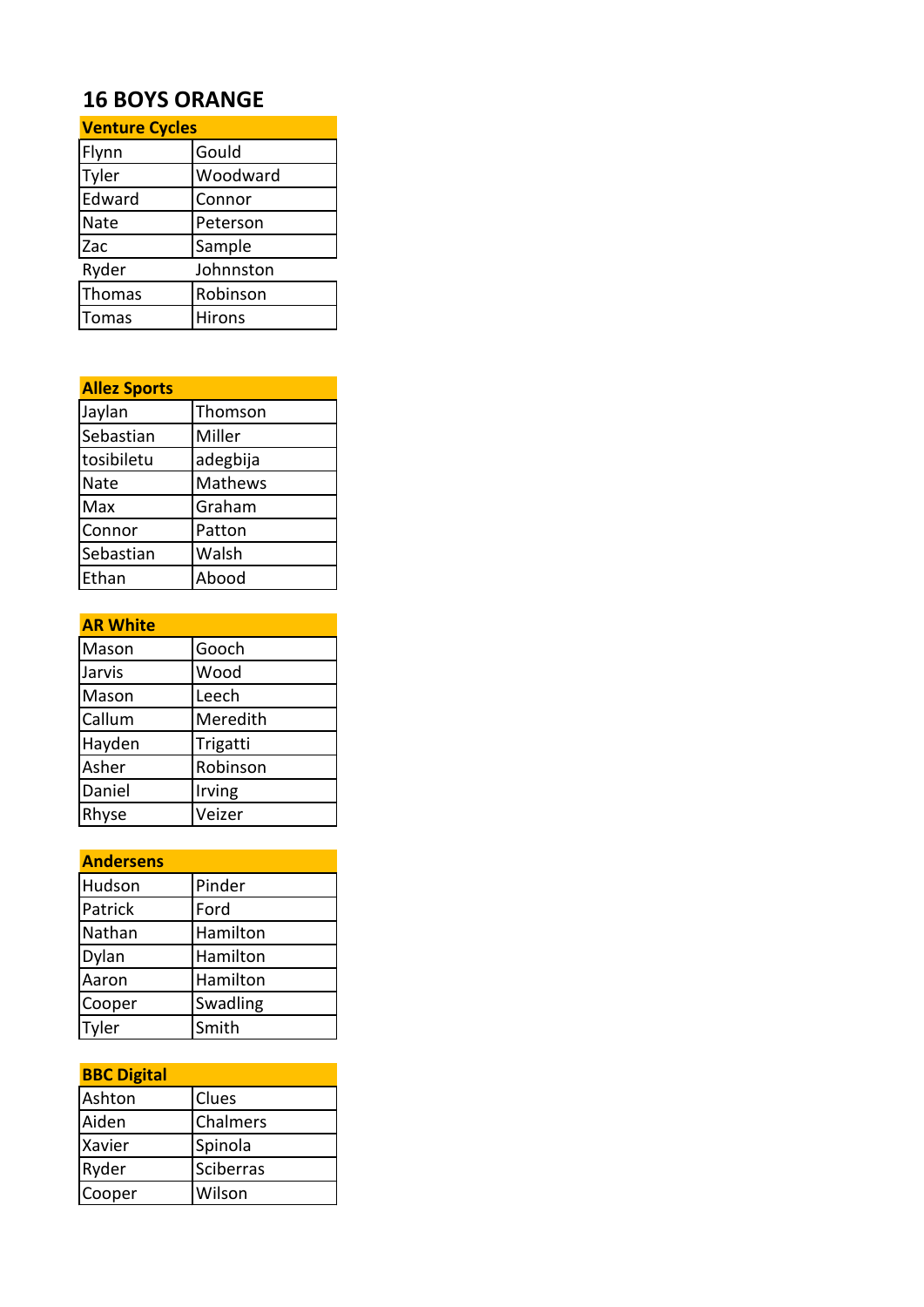# 16 BOYS ORANGE

| Venture Cycles | |
|---|---|
| Flynn | Gould |
| Tyler | Woodward |
| Edward | Connor |
| Nate | Peterson |
| Zac | Sample |
| Ryder | Johnnston |
| Thomas | Robinson |
| Tomas | Hirons |

| Allez Sports | |
|---|---|
| Jaylan | Thomson |
| Sebastian | Miller |
| tosibiletu | adegbija |
| Nate | Mathews |
| Max | Graham |
| Connor | Patton |
| Sebastian | Walsh |
| Ethan | Abood |

| AR White | |
|---|---|
| Mason | Gooch |
| Jarvis | Wood |
| Mason | Leech |
| Callum | Meredith |
| Hayden | Trigatti |
| Asher | Robinson |
| Daniel | Irving |
| Rhyse | Veizer |

| Andersens | |
|---|---|
| Hudson | Pinder |
| Patrick | Ford |
| Nathan | Hamilton |
| Dylan | Hamilton |
| Aaron | Hamilton |
| Cooper | Swadling |
| Tyler | Smith |

| BBC Digital | |
|---|---|
| Ashton | Clues |
| Aiden | Chalmers |
| Xavier | Spinola |
| Ryder | Sciberras |
| Cooper | Wilson |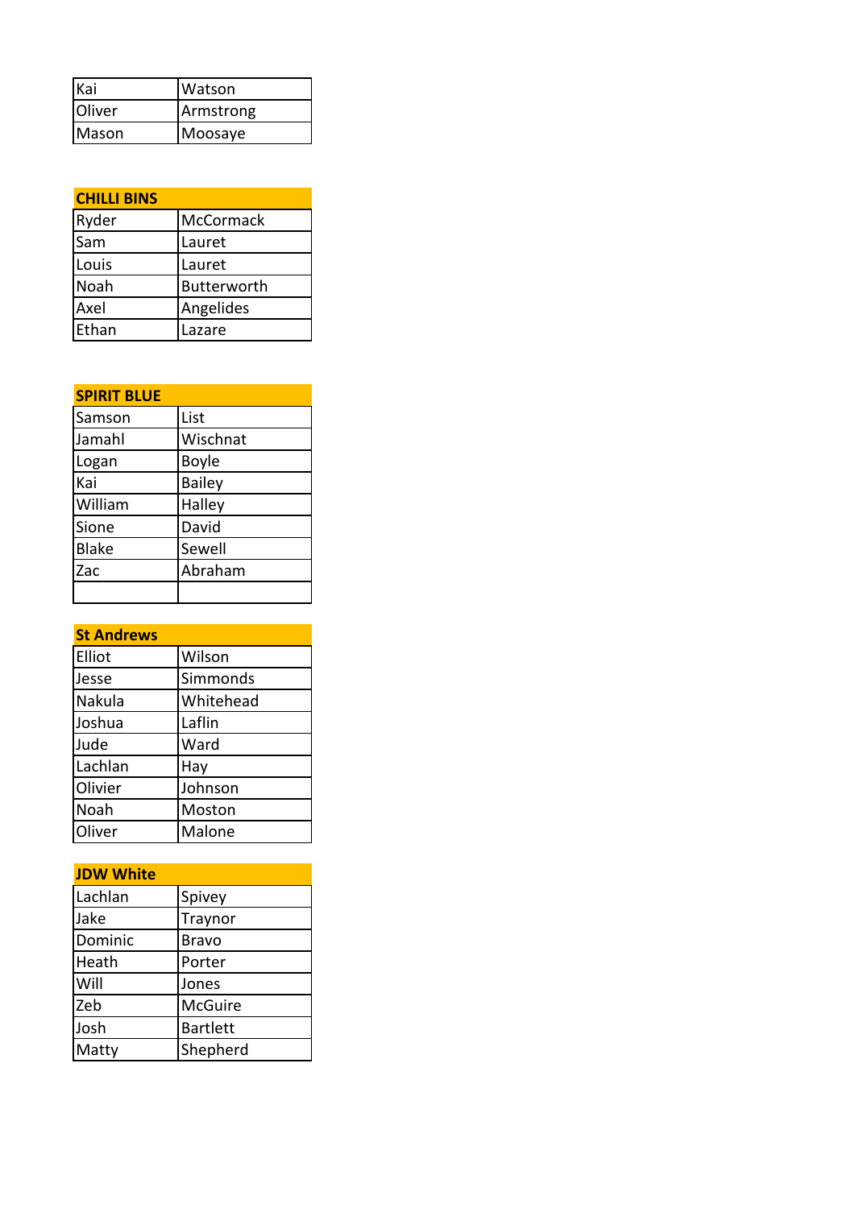| | |
|---|---|
| Kai | Watson |
| Oliver | Armstrong |
| Mason | Moosaye |

| CHILLI BINS | |
|---|---|
| Ryder | McCormack |
| Sam | Lauret |
| Louis | Lauret |
| Noah | Butterworth |
| Axel | Angelides |
| Ethan | Lazare |

| SPIRIT BLUE | |
|---|---|
| Samson | List |
| Jamahl | Wischnat |
| Logan | Boyle |
| Kai | Bailey |
| William | Halley |
| Sione | David |
| Blake | Sewell |
| Zac | Abraham |
| | |

| St Andrews | |
|---|---|
| Elliot | Wilson |
| Jesse | Simmonds |
| Nakula | Whitehead |
| Joshua | Laflin |
| Jude | Ward |
| Lachlan | Hay |
| Olivier | Johnson |
| Noah | Moston |
| Oliver | Malone |

| JDW White | |
|---|---|
| Lachlan | Spivey |
| Jake | Traynor |
| Dominic | Bravo |
| Heath | Porter |
| Will | Jones |
| Zeb | McGuire |
| Josh | Bartlett |
| Matty | Shepherd |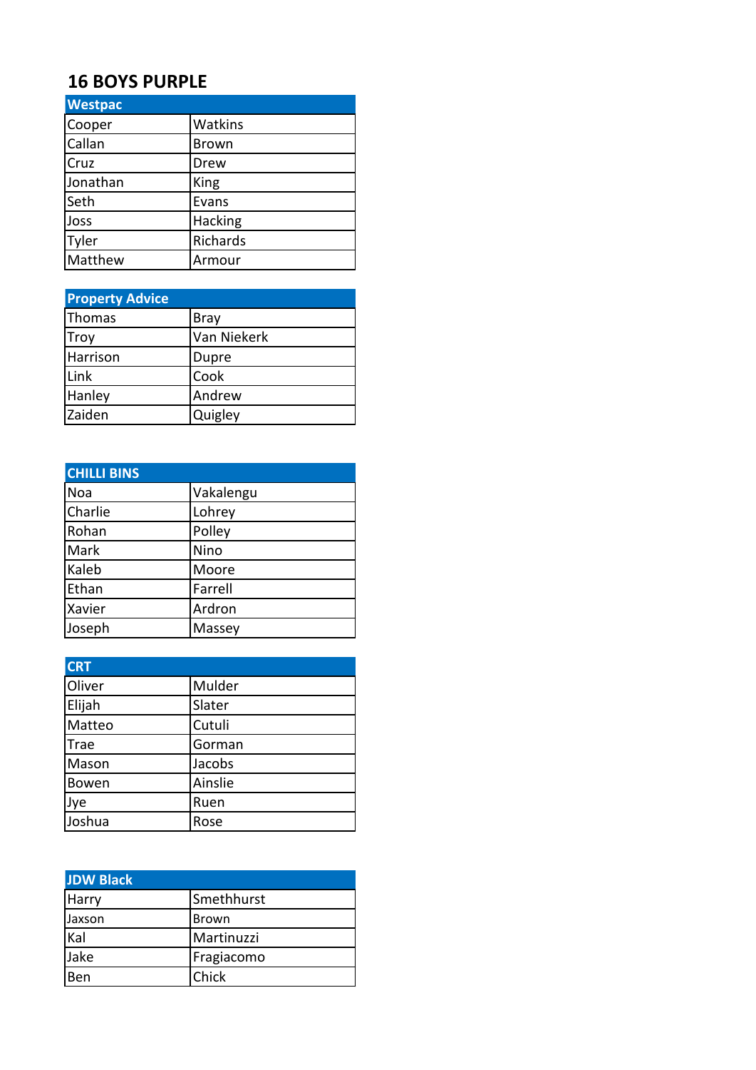# 16 BOYS PURPLE

| Westpac | |
|---|---|
| Cooper | Watkins |
| Callan | Brown |
| Cruz | Drew |
| Jonathan | King |
| Seth | Evans |
| Joss | Hacking |
| Tyler | Richards |
| Matthew | Armour |

| Property Advice | |
|---|---|
| Thomas | Bray |
| Troy | Van Niekerk |
| Harrison | Dupre |
| Link | Cook |
| Hanley | Andrew |
| Zaiden | Quigley |

| CHILLI BINS | |
|---|---|
| Noa | Vakalengu |
| Charlie | Lohrey |
| Rohan | Polley |
| Mark | Nino |
| Kaleb | Moore |
| Ethan | Farrell |
| Xavier | Ardron |
| Joseph | Massey |

| CRT | |
|---|---|
| Oliver | Mulder |
| Elijah | Slater |
| Matteo | Cutuli |
| Trae | Gorman |
| Mason | Jacobs |
| Bowen | Ainslie |
| Jye | Ruen |
| Joshua | Rose |

| JDW Black | |
|---|---|
| Harry | Smethhurst |
| Jaxson | Brown |
| Kal | Martinuzzi |
| Jake | Fragiacomo |
| Ben | Chick |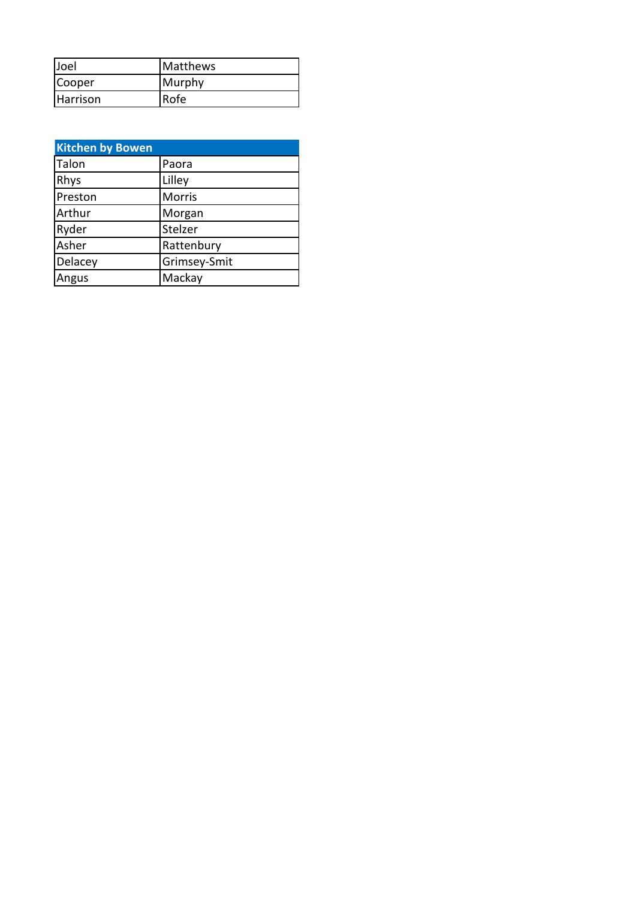| | |
|---|---|
| Joel | Matthews |
| Cooper | Murphy |
| Harrison | Rofe |

| Kitchen by Bowen | |
|---|---|
| Talon | Paora |
| Rhys | Lilley |
| Preston | Morris |
| Arthur | Morgan |
| Ryder | Stelzer |
| Asher | Rattenbury |
| Delacey | Grimsey-Smit |
| Angus | Mackay |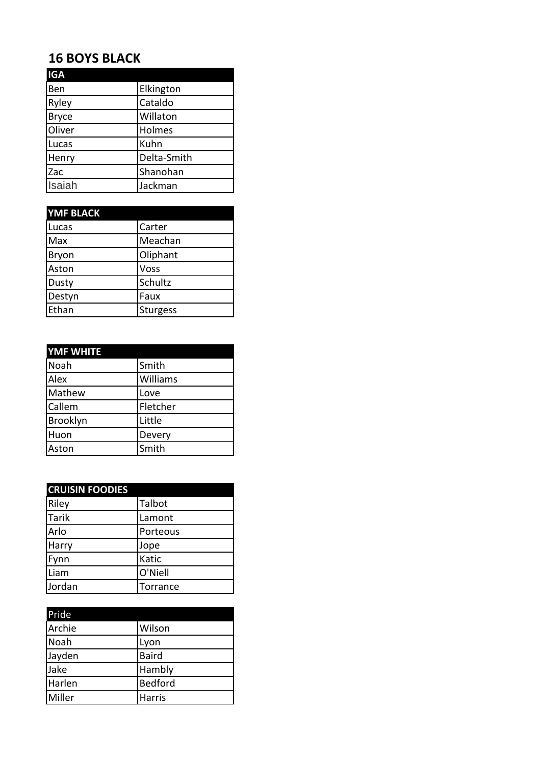# 16 BOYS BLACK

| IGA | |
|---|---|
| Ben | Elkington |
| Ryley | Cataldo |
| Bryce | Willaton |
| Oliver | Holmes |
| Lucas | Kuhn |
| Henry | Delta-Smith |
| Zac | Shanohan |
| Isaiah | Jackman |

| YMF BLACK | |
|---|---|
| Lucas | Carter |
| Max | Meachan |
| Bryon | Oliphant |
| Aston | Voss |
| Dusty | Schultz |
| Destyn | Faux |
| Ethan | Sturgess |

| YMF WHITE | |
|---|---|
| Noah | Smith |
| Alex | Williams |
| Mathew | Love |
| Callem | Fletcher |
| Brooklyn | Little |
| Huon | Devery |
| Aston | Smith |

| CRUISIN FOODIES | |
|---|---|
| Riley | Talbot |
| Tarik | Lamont |
| Arlo | Porteous |
| Harry | Jope |
| Fynn | Katic |
| Liam | O'Niell |
| Jordan | Torrance |

| Pride | |
|---|---|
| Archie | Wilson |
| Noah | Lyon |
| Jayden | Baird |
| Jake | Hambly |
| Harlen | Bedford |
| Miller | Harris |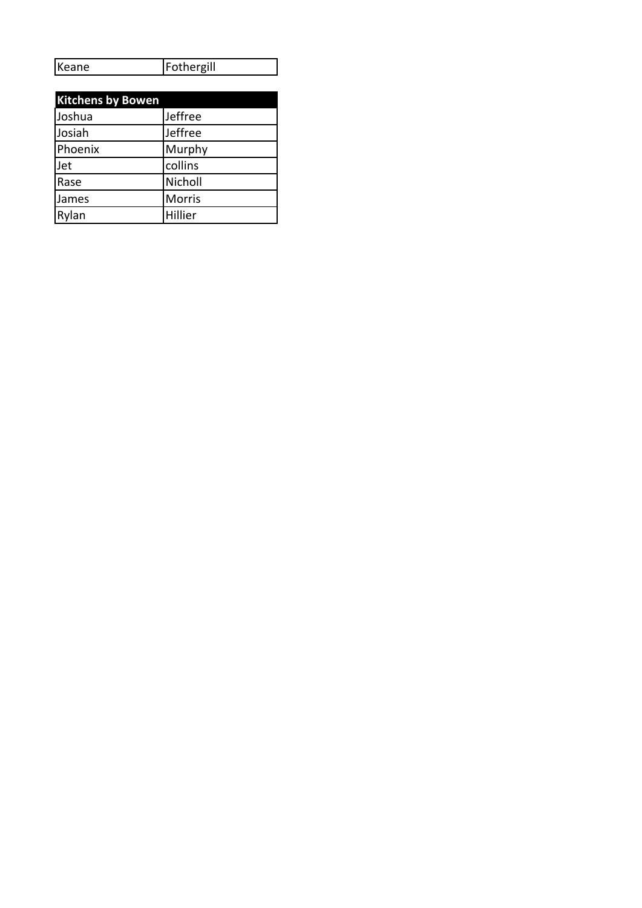| Keane | Fothergill |
|---|---|

| Kitchens by Bowen | |
|---|---|
| Joshua | Jeffree |
| Josiah | Jeffree |
| Phoenix | Murphy |
| Jet | collins |
| Rase | Nicholl |
| James | Morris |
| Rylan | Hillier |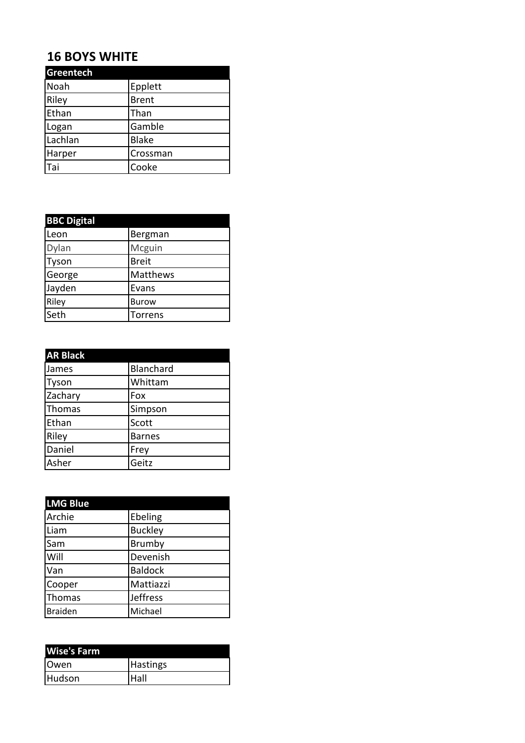## 16 BOYS WHITE

| Greentech | |
|---|---|
| Noah | Epplett |
| Riley | Brent |
| Ethan | Than |
| Logan | Gamble |
| Lachlan | Blake |
| Harper | Crossman |
| Tai | Cooke |

| BBC Digital | |
|---|---|
| Leon | Bergman |
| Dylan | Mcguin |
| Tyson | Breit |
| George | Matthews |
| Jayden | Evans |
| Riley | Burow |
| Seth | Torrens |

| AR Black | |
|---|---|
| James | Blanchard |
| Tyson | Whittam |
| Zachary | Fox |
| Thomas | Simpson |
| Ethan | Scott |
| Riley | Barnes |
| Daniel | Frey |
| Asher | Geitz |

| LMG Blue | |
|---|---|
| Archie | Ebeling |
| Liam | Buckley |
| Sam | Brumby |
| Will | Devenish |
| Van | Baldock |
| Cooper | Mattiazzi |
| Thomas | Jeffress |
| Braiden | Michael |

| Wise's Farm | |
|---|---|
| Owen | Hastings |
| Hudson | Hall |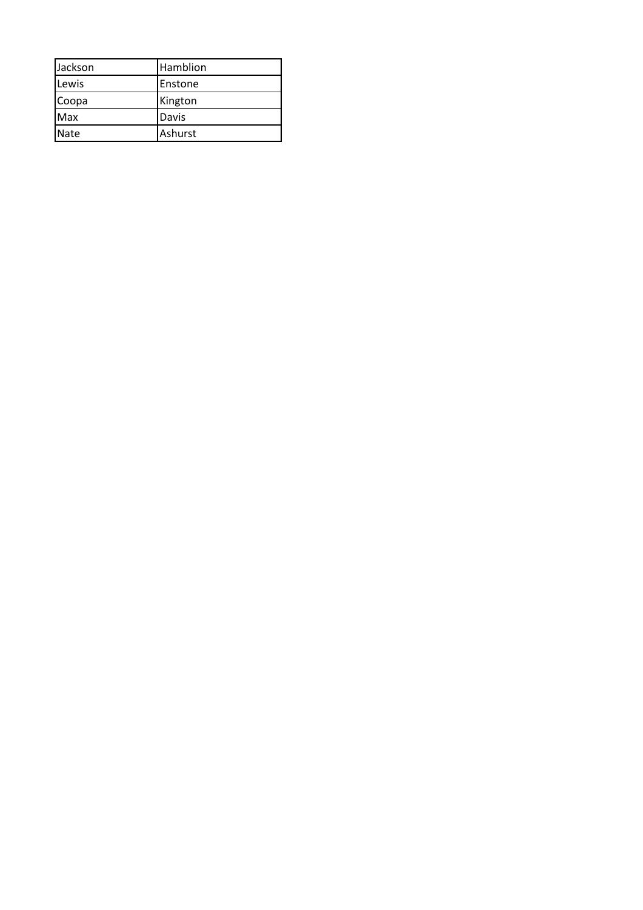| | |
|---|---|
| Jackson | Hamblion |
| Lewis | Enstone |
| Coopa | Kington |
| Max | Davis |
| Nate | Ashurst |